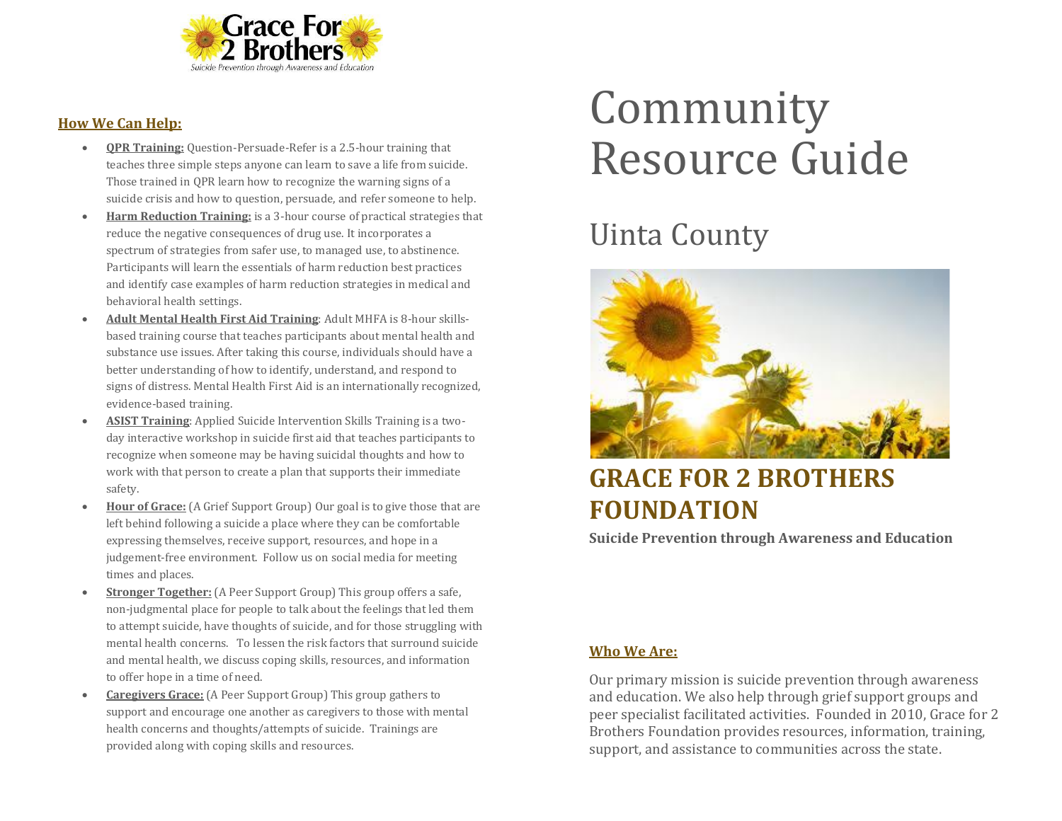Grace For 2 Brothers

*Suicide Prevention through Awareness and Education*

## How We Can Help:

- **QPR Training:** Question-Persuade-Refer is a 2.5-hour training that teaches three simple steps anyone can learn to save a life from suicide. Those trained in QPR learn how to recognize the warning signs of a suicide crisis and how to question, persuade, and refer someone to help.
- **Harm Reduction Training:** is a 3-hour course of practical strategies that reduce the negative consequences of drug use. It incorporates a spectrum of strategies from safer use, to managed use, to abstinence. Participants will learn the essentials of harm reduction best practices and identify case examples of harm reduction strategies in medical and behavioral health settings.
- **Adult Mental Health First Aid Training**: Adult MHFA is 8-hour skills-based training course that teaches participants about mental health and substance use issues. After taking this course, individuals should have a better understanding of how to identify, understand, and respond to signs of distress. Mental Health First Aid is an internationally recognized, evidence-based training.
- **ASIST Training**: Applied Suicide Intervention Skills Training is a two-day interactive workshop in suicide first aid that teaches participants to recognize when someone may be having suicidal thoughts and how to work with that person to create a plan that supports their immediate safety.
- **Hour of Grace:** (A Grief Support Group) Our goal is to give those that are left behind following a suicide a place where they can be comfortable expressing themselves, receive support, resources, and hope in a judgement-free environment. Follow us on social media for meeting times and places.
- **Stronger Together:** (A Peer Support Group) This group offers a safe, non-judgmental place for people to talk about the feelings that led them to attempt suicide, have thoughts of suicide, and for those struggling with mental health concerns. To lessen the risk factors that surround suicide and mental health, we discuss coping skills, resources, and information to offer hope in a time of need.
- **Caregivers Grace:** (A Peer Support Group) This group gathers to support and encourage one another as caregivers to those with mental health concerns and thoughts/attempts of suicide. Trainings are provided along with coping skills and resources.

# Community Resource Guide

## Uinta County

## GRACE FOR 2 BROTHERS FOUNDATION

**Suicide Prevention through Awareness and Education**

## Who We Are:

Our primary mission is suicide prevention through awareness and education. We also help through grief support groups and peer specialist facilitated activities. Founded in 2010, Grace for 2 Brothers Foundation provides resources, information, training, support, and assistance to communities across the state.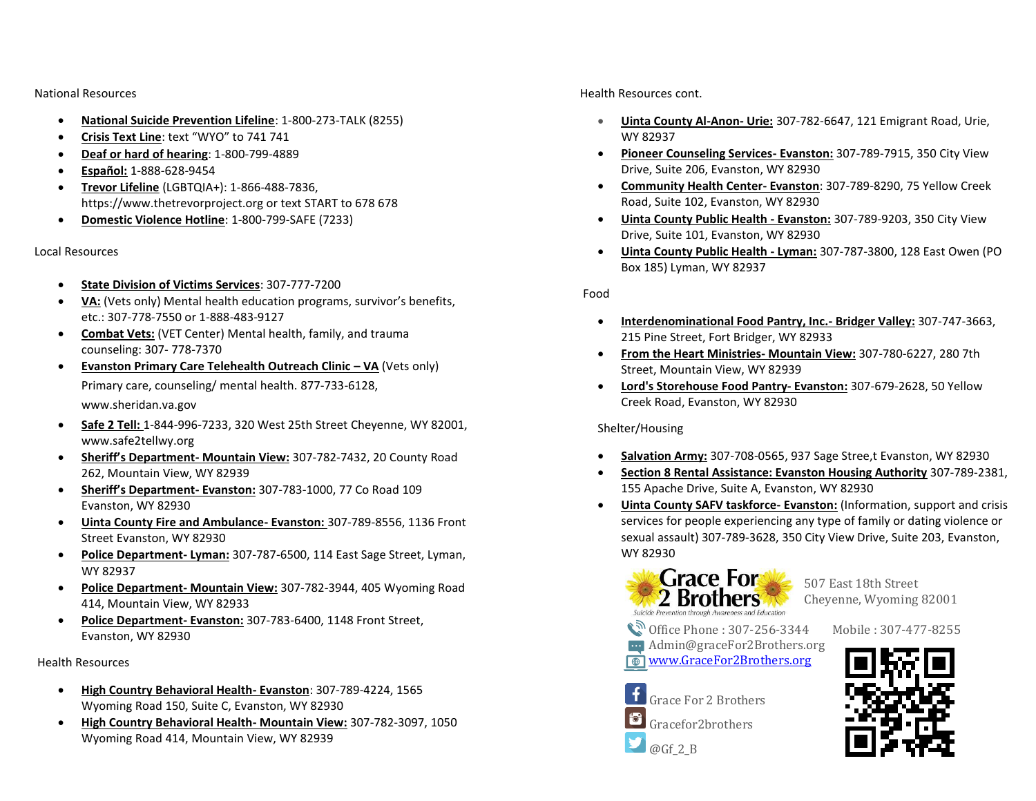National Resources

- **National Suicide Prevention Lifeline**: 1-800-273-TALK (8255)
- **Crisis Text Line**: text "WYO" to 741 741
- **Deaf or hard of hearing**: 1-800-799-4889
- **Español:** 1-888-628-9454
- **Trevor Lifeline** (LGBTQIA+): 1-866-488-7836, https://www.thetrevorproject.org or text START to 678 678
- **Domestic Violence Hotline**: 1-800-799-SAFE (7233)

Local Resources

- **State Division of Victims Services**: 307-777-7200
- **VA:** (Vets only) Mental health education programs, survivor's benefits, etc.: 307-778-7550 or 1-888-483-9127
- **Combat Vets:** (VET Center) Mental health, family, and trauma counseling: 307- 778-7370
- **Evanston Primary Care Telehealth Outreach Clinic – VA** (Vets only) Primary care, counseling/ mental health. 877-733-6128, www.sheridan.va.gov
- **Safe 2 Tell:** 1-844-996-7233, 320 West 25th Street Cheyenne, WY 82001, www.safe2tellwy.org
- **Sheriff's Department- Mountain View:** 307-782-7432, 20 County Road 262, Mountain View, WY 82939
- **Sheriff's Department- Evanston:** 307-783-1000, 77 Co Road 109 Evanston, WY 82930
- **Uinta County Fire and Ambulance- Evanston:** 307-789-8556, 1136 Front Street Evanston, WY 82930
- **Police Department- Lyman:** 307-787-6500, 114 East Sage Street, Lyman, WY 82937
- **Police Department- Mountain View:** 307-782-3944, 405 Wyoming Road 414, Mountain View, WY 82933
- **Police Department- Evanston:** 307-783-6400, 1148 Front Street, Evanston, WY 82930

Health Resources

- **High Country Behavioral Health- Evanston**: 307-789-4224, 1565 Wyoming Road 150, Suite C, Evanston, WY 82930
- **High Country Behavioral Health- Mountain View:** 307-782-3097, 1050 Wyoming Road 414, Mountain View, WY 82939

Health Resources cont.

- **Uinta County Al-Anon- Urie:** 307-782-6647, 121 Emigrant Road, Urie, WY 82937
- **Pioneer Counseling Services- Evanston:** 307-789-7915, 350 City View Drive, Suite 206, Evanston, WY 82930
- **Community Health Center- Evanston**: 307-789-8290, 75 Yellow Creek Road, Suite 102, Evanston, WY 82930
- **Uinta County Public Health - Evanston:** 307-789-9203, 350 City View Drive, Suite 101, Evanston, WY 82930
- **Uinta County Public Health - Lyman:** 307-787-3800, 128 East Owen (PO Box 185) Lyman, WY 82937

Food

- **Interdenominational Food Pantry, Inc.- Bridger Valley:** 307-747-3663, 215 Pine Street, Fort Bridger, WY 82933
- **From the Heart Ministries- Mountain View:** 307-780-6227, 280 7th Street, Mountain View, WY 82939
- **Lord's Storehouse Food Pantry- Evanston:** 307-679-2628, 50 Yellow Creek Road, Evanston, WY 82930

Shelter/Housing

- **Salvation Army:** 307-708-0565, 937 Sage Stree,t Evanston, WY 82930
- **Section 8 Rental Assistance: Evanston Housing Authority** 307-789-2381, 155 Apache Drive, Suite A, Evanston, WY 82930
- **Uinta County SAFV taskforce- Evanston:** (Information, support and crisis services for people experiencing any type of family or dating violence or sexual assault) 307-789-3628, 350 City View Drive, Suite 203, Evanston, WY 82930

Grace For 2 Brothers
Suicide Prevention through Awareness and Education

507 East 18th Street
Cheyenne, Wyoming 82001

Office Phone : 307-256-3344 Mobile : 307-477-8255
Admin@graceFor2Brothers.org
www.GraceFor2Brothers.org

Grace For 2 Brothers
Gracefor2brothers
@Gf_2_B